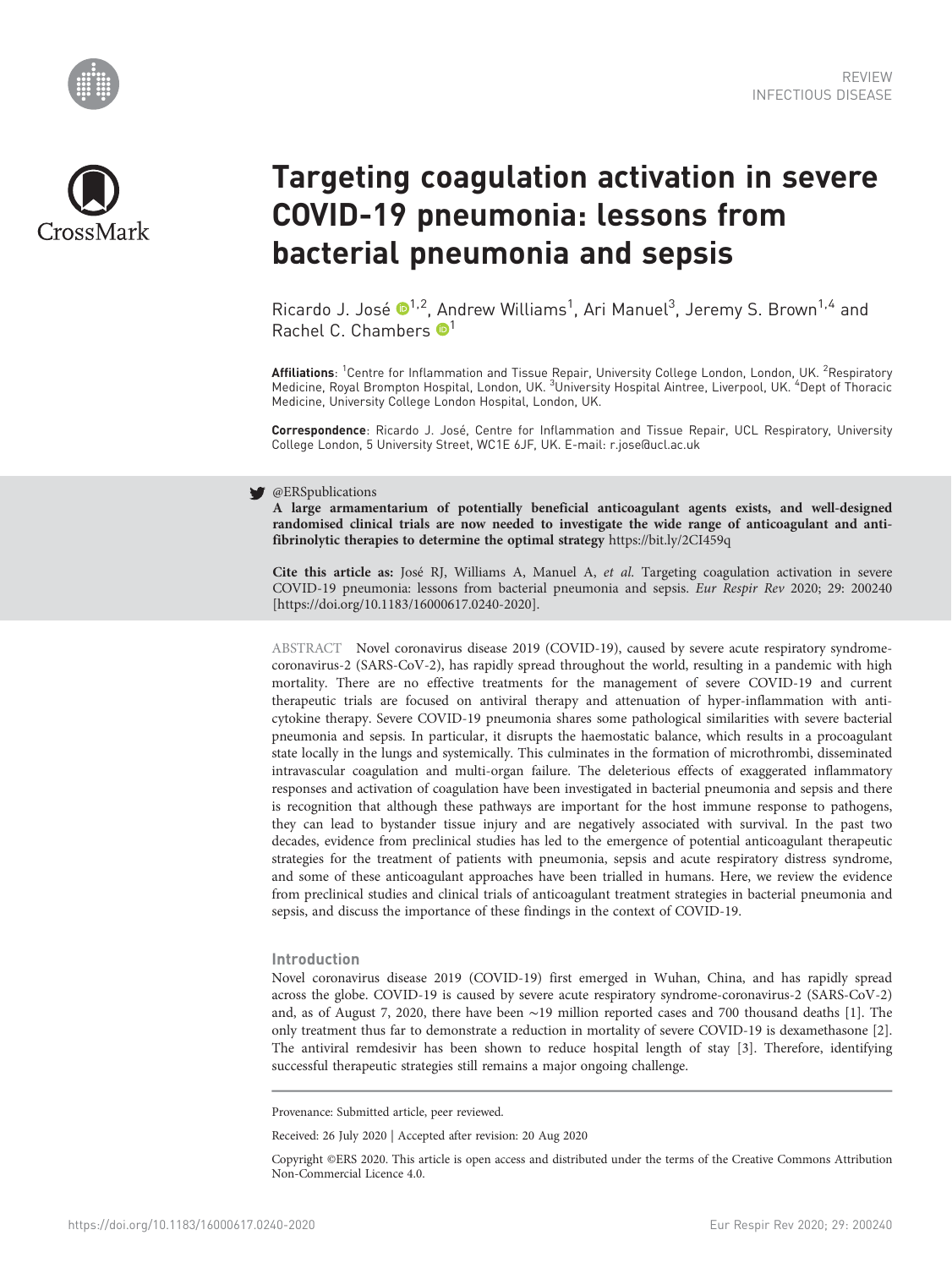REVIEW
INFECTIOUS DISEASE

# Targeting coagulation activation in severe COVID-19 pneumonia: lessons from bacterial pneumonia and sepsis

Ricardo J. José[1,2], Andrew Williams[1], Ari Manuel[3], Jeremy S. Brown[1,4] and Rachel C. Chambers[1]

**Affiliations**: [1]Centre for Inflammation and Tissue Repair, University College London, London, UK. [2]Respiratory Medicine, Royal Brompton Hospital, London, UK. [3]University Hospital Aintree, Liverpool, UK. [4]Dept of Thoracic Medicine, University College London Hospital, London, UK.

**Correspondence**: Ricardo J. José, Centre for Inflammation and Tissue Repair, UCL Respiratory, University College London, 5 University Street, WC1E 6JF, UK. E-mail: r.jose@ucl.ac.uk

@ERSpublications
**A large armamentarium of potentially beneficial anticoagulant agents exists, and well-designed randomised clinical trials are now needed to investigate the wide range of anticoagulant and anti-fibrinolytic therapies to determine the optimal strategy** https://bit.ly/2CI459q

**Cite this article as:** José RJ, Williams A, Manuel A, *et al.* Targeting coagulation activation in severe COVID-19 pneumonia: lessons from bacterial pneumonia and sepsis. *Eur Respir Rev* 2020; 29: 200240 [https://doi.org/10.1183/16000617.0240-2020].

ABSTRACT Novel coronavirus disease 2019 (COVID-19), caused by severe acute respiratory syndrome-coronavirus-2 (SARS-CoV-2), has rapidly spread throughout the world, resulting in a pandemic with high mortality. There are no effective treatments for the management of severe COVID-19 and current therapeutic trials are focused on antiviral therapy and attenuation of hyper-inflammation with anti-cytokine therapy. Severe COVID-19 pneumonia shares some pathological similarities with severe bacterial pneumonia and sepsis. In particular, it disrupts the haemostatic balance, which results in a procoagulant state locally in the lungs and systemically. This culminates in the formation of microthrombi, disseminated intravascular coagulation and multi-organ failure. The deleterious effects of exaggerated inflammatory responses and activation of coagulation have been investigated in bacterial pneumonia and sepsis and there is recognition that although these pathways are important for the host immune response to pathogens, they can lead to bystander tissue injury and are negatively associated with survival. In the past two decades, evidence from preclinical studies has led to the emergence of potential anticoagulant therapeutic strategies for the treatment of patients with pneumonia, sepsis and acute respiratory distress syndrome, and some of these anticoagulant approaches have been trialled in humans. Here, we review the evidence from preclinical studies and clinical trials of anticoagulant treatment strategies in bacterial pneumonia and sepsis, and discuss the importance of these findings in the context of COVID-19.

## Introduction

Novel coronavirus disease 2019 (COVID-19) first emerged in Wuhan, China, and has rapidly spread across the globe. COVID-19 is caused by severe acute respiratory syndrome-coronavirus-2 (SARS-CoV-2) and, as of August 7, 2020, there have been ∼19 million reported cases and 700 thousand deaths [1]. The only treatment thus far to demonstrate a reduction in mortality of severe COVID-19 is dexamethasone [2]. The antiviral remdesivir has been shown to reduce hospital length of stay [3]. Therefore, identifying successful therapeutic strategies still remains a major ongoing challenge.

Provenance: Submitted article, peer reviewed.

Received: 26 July 2020 | Accepted after revision: 20 Aug 2020

Copyright ©ERS 2020. This article is open access and distributed under the terms of the Creative Commons Attribution Non-Commercial Licence 4.0.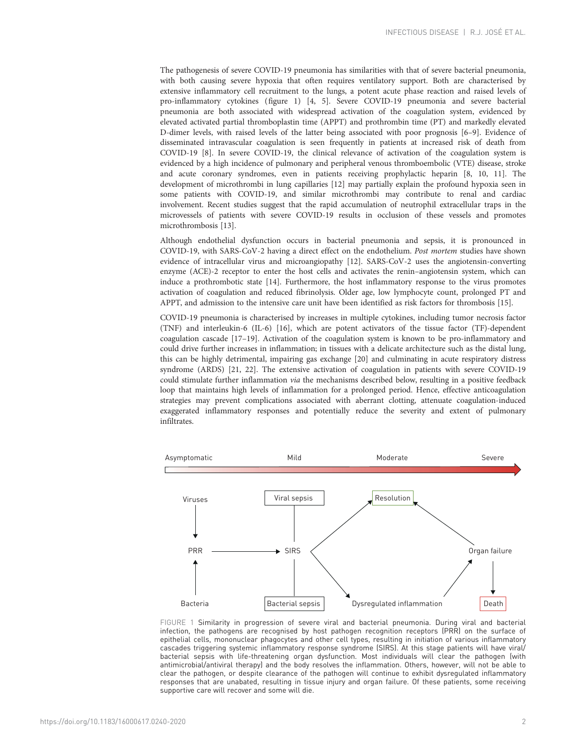The pathogenesis of severe COVID-19 pneumonia has similarities with that of severe bacterial pneumonia, with both causing severe hypoxia that often requires ventilatory support. Both are characterised by extensive inflammatory cell recruitment to the lungs, a potent acute phase reaction and raised levels of pro-inflammatory cytokines (figure 1) [4, 5]. Severe COVID-19 pneumonia and severe bacterial pneumonia are both associated with widespread activation of the coagulation system, evidenced by elevated activated partial thromboplastin time (APPT) and prothrombin time (PT) and markedly elevated D-dimer levels, with raised levels of the latter being associated with poor prognosis [6–9]. Evidence of disseminated intravascular coagulation is seen frequently in patients at increased risk of death from COVID-19 [8]. In severe COVID-19, the clinical relevance of activation of the coagulation system is evidenced by a high incidence of pulmonary and peripheral venous thromboembolic (VTE) disease, stroke and acute coronary syndromes, even in patients receiving prophylactic heparin [8, 10, 11]. The development of microthrombi in lung capillaries [12] may partially explain the profound hypoxia seen in some patients with COVID-19, and similar microthrombi may contribute to renal and cardiac involvement. Recent studies suggest that the rapid accumulation of neutrophil extracellular traps in the microvessels of patients with severe COVID-19 results in occlusion of these vessels and promotes microthrombosis [13].

Although endothelial dysfunction occurs in bacterial pneumonia and sepsis, it is pronounced in COVID-19, with SARS-CoV-2 having a direct effect on the endothelium. *Post mortem* studies have shown evidence of intracellular virus and microangiopathy [12]. SARS-CoV-2 uses the angiotensin-converting enzyme (ACE)-2 receptor to enter the host cells and activates the renin–angiotensin system, which can induce a prothrombotic state [14]. Furthermore, the host inflammatory response to the virus promotes activation of coagulation and reduced fibrinolysis. Older age, low lymphocyte count, prolonged PT and APPT, and admission to the intensive care unit have been identified as risk factors for thrombosis [15].

COVID-19 pneumonia is characterised by increases in multiple cytokines, including tumor necrosis factor (TNF) and interleukin-6 (IL-6) [16], which are potent activators of the tissue factor (TF)-dependent coagulation cascade [17–19]. Activation of the coagulation system is known to be pro-inflammatory and could drive further increases in inflammation; in tissues with a delicate architecture such as the distal lung, this can be highly detrimental, impairing gas exchange [20] and culminating in acute respiratory distress syndrome (ARDS) [21, 22]. The extensive activation of coagulation in patients with severe COVID-19 could stimulate further inflammation *via* the mechanisms described below, resulting in a positive feedback loop that maintains high levels of inflammation for a prolonged period. Hence, effective anticoagulation strategies may prevent complications associated with aberrant clotting, attenuate coagulation-induced exaggerated inflammatory responses and potentially reduce the severity and extent of pulmonary infiltrates.

FIGURE 1 Similarity in progression of severe viral and bacterial pneumonia. During viral and bacterial infection, the pathogens are recognised by host pathogen recognition receptors (PRR) on the surface of epithelial cells, mononuclear phagocytes and other cell types, resulting in initiation of various inflammatory cascades triggering systemic inflammatory response syndrome (SIRS). At this stage patients will have viral/bacterial sepsis with life-threatening organ dysfunction. Most individuals will clear the pathogen (with antimicrobial/antiviral therapy) and the body resolves the inflammation. Others, however, will not be able to clear the pathogen, or despite clearance of the pathogen will continue to exhibit dysregulated inflammatory responses that are unabated, resulting in tissue injury and organ failure. Of these patients, some receiving supportive care will recover and some will die.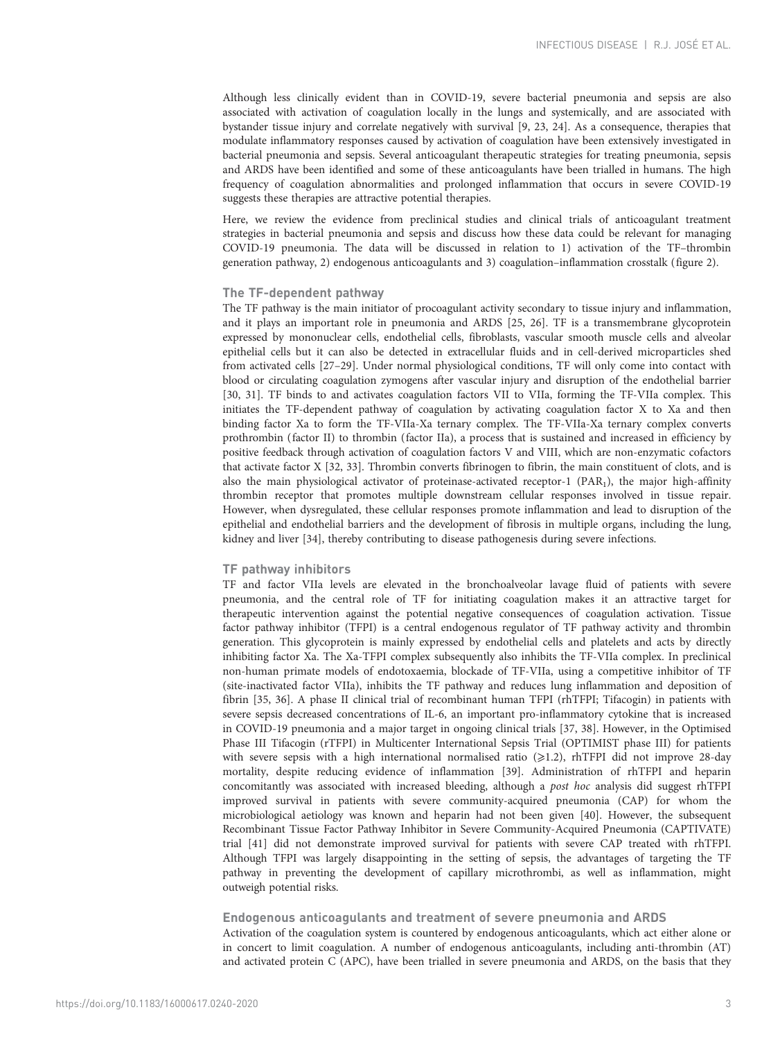Although less clinically evident than in COVID-19, severe bacterial pneumonia and sepsis are also associated with activation of coagulation locally in the lungs and systemically, and are associated with bystander tissue injury and correlate negatively with survival [9, 23, 24]. As a consequence, therapies that modulate inflammatory responses caused by activation of coagulation have been extensively investigated in bacterial pneumonia and sepsis. Several anticoagulant therapeutic strategies for treating pneumonia, sepsis and ARDS have been identified and some of these anticoagulants have been trialled in humans. The high frequency of coagulation abnormalities and prolonged inflammation that occurs in severe COVID-19 suggests these therapies are attractive potential therapies.

Here, we review the evidence from preclinical studies and clinical trials of anticoagulant treatment strategies in bacterial pneumonia and sepsis and discuss how these data could be relevant for managing COVID-19 pneumonia. The data will be discussed in relation to 1) activation of the TF–thrombin generation pathway, 2) endogenous anticoagulants and 3) coagulation–inflammation crosstalk (figure 2).

## The TF-dependent pathway

The TF pathway is the main initiator of procoagulant activity secondary to tissue injury and inflammation, and it plays an important role in pneumonia and ARDS [25, 26]. TF is a transmembrane glycoprotein expressed by mononuclear cells, endothelial cells, fibroblasts, vascular smooth muscle cells and alveolar epithelial cells but it can also be detected in extracellular fluids and in cell-derived microparticles shed from activated cells [27–29]. Under normal physiological conditions, TF will only come into contact with blood or circulating coagulation zymogens after vascular injury and disruption of the endothelial barrier [30, 31]. TF binds to and activates coagulation factors VII to VIIa, forming the TF-VIIa complex. This initiates the TF-dependent pathway of coagulation by activating coagulation factor X to Xa and then binding factor Xa to form the TF-VIIa-Xa ternary complex. The TF-VIIa-Xa ternary complex converts prothrombin (factor II) to thrombin (factor IIa), a process that is sustained and increased in efficiency by positive feedback through activation of coagulation factors V and VIII, which are non-enzymatic cofactors that activate factor X [32, 33]. Thrombin converts fibrinogen to fibrin, the main constituent of clots, and is also the main physiological activator of proteinase-activated receptor-1 ($PAR_1$), the major high-affinity thrombin receptor that promotes multiple downstream cellular responses involved in tissue repair. However, when dysregulated, these cellular responses promote inflammation and lead to disruption of the epithelial and endothelial barriers and the development of fibrosis in multiple organs, including the lung, kidney and liver [34], thereby contributing to disease pathogenesis during severe infections.

## TF pathway inhibitors

TF and factor VIIa levels are elevated in the bronchoalveolar lavage fluid of patients with severe pneumonia, and the central role of TF for initiating coagulation makes it an attractive target for therapeutic intervention against the potential negative consequences of coagulation activation. Tissue factor pathway inhibitor (TFPI) is a central endogenous regulator of TF pathway activity and thrombin generation. This glycoprotein is mainly expressed by endothelial cells and platelets and acts by directly inhibiting factor Xa. The Xa-TFPI complex subsequently also inhibits the TF-VIIa complex. In preclinical non-human primate models of endotoxaemia, blockade of TF-VIIa, using a competitive inhibitor of TF (site-inactivated factor VIIa), inhibits the TF pathway and reduces lung inflammation and deposition of fibrin [35, 36]. A phase II clinical trial of recombinant human TFPI (rhTFPI; Tifacogin) in patients with severe sepsis decreased concentrations of IL-6, an important pro-inflammatory cytokine that is increased in COVID-19 pneumonia and a major target in ongoing clinical trials [37, 38]. However, in the Optimised Phase III Tifacogin (rTFPI) in Multicenter International Sepsis Trial (OPTIMIST phase III) for patients with severe sepsis with a high international normalised ratio (⩾1.2), rhTFPI did not improve 28-day mortality, despite reducing evidence of inflammation [39]. Administration of rhTFPI and heparin concomitantly was associated with increased bleeding, although a *post hoc* analysis did suggest rhTFPI improved survival in patients with severe community-acquired pneumonia (CAP) for whom the microbiological aetiology was known and heparin had not been given [40]. However, the subsequent Recombinant Tissue Factor Pathway Inhibitor in Severe Community-Acquired Pneumonia (CAPTIVATE) trial [41] did not demonstrate improved survival for patients with severe CAP treated with rhTFPI. Although TFPI was largely disappointing in the setting of sepsis, the advantages of targeting the TF pathway in preventing the development of capillary microthrombi, as well as inflammation, might outweigh potential risks.

## Endogenous anticoagulants and treatment of severe pneumonia and ARDS

Activation of the coagulation system is countered by endogenous anticoagulants, which act either alone or in concert to limit coagulation. A number of endogenous anticoagulants, including anti-thrombin (AT) and activated protein C (APC), have been trialled in severe pneumonia and ARDS, on the basis that they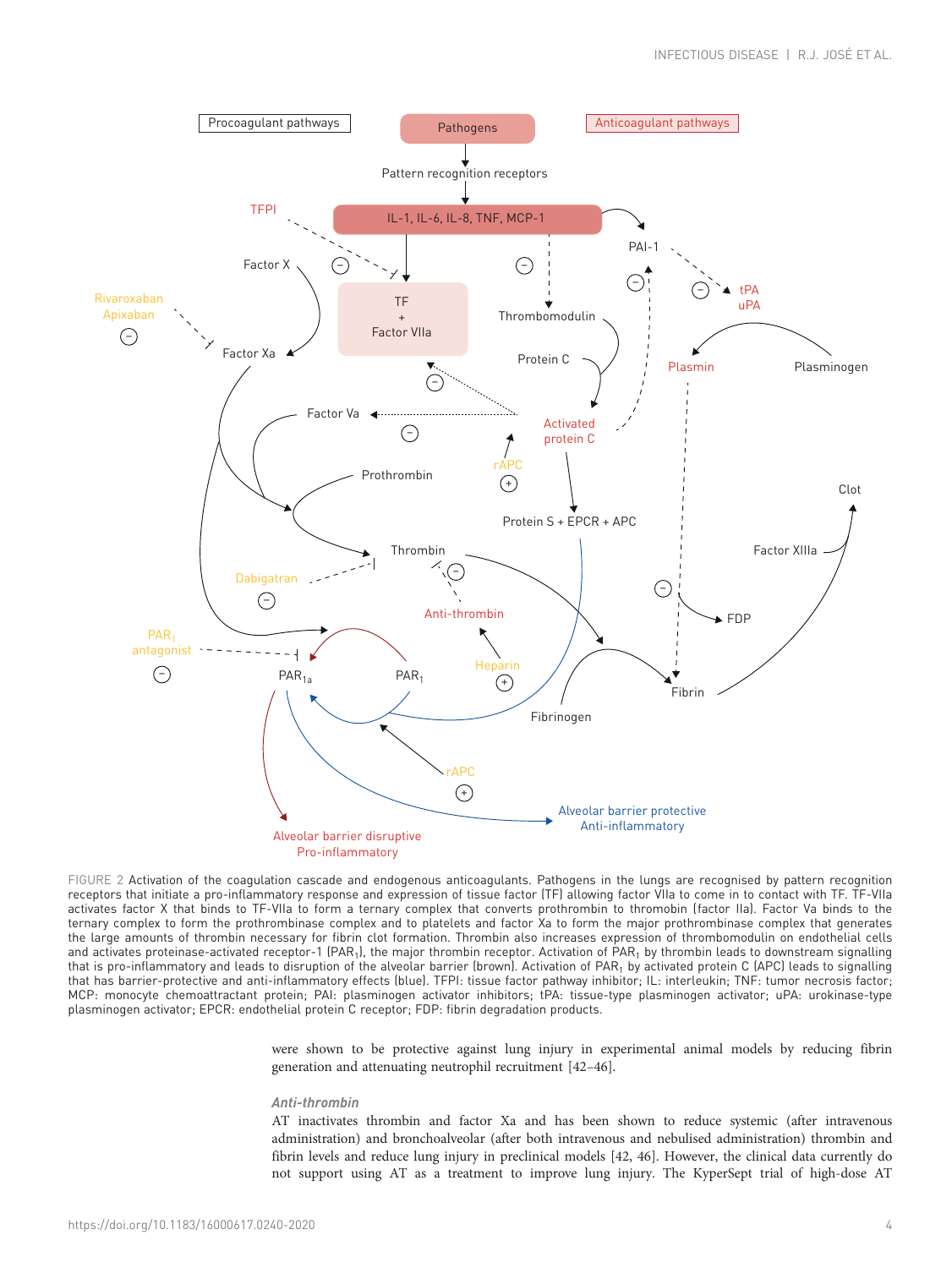FIGURE 2 Activation of the coagulation cascade and endogenous anticoagulants. Pathogens in the lungs are recognised by pattern recognition receptors that initiate a pro-inflammatory response and expression of tissue factor (TF) allowing factor VIIa to come in to contact with TF. TF-VIIa activates factor X that binds to TF-VIIa to form a ternary complex that converts prothrombin to thrombin (factor IIa). Factor Va binds to the ternary complex to form the prothrombinase complex and to platelets and factor Xa to form the major prothrombinase complex that generates the large amounts of thrombin necessary for fibrin clot formation. Thrombin also increases expression of thrombomodulin on endothelial cells and activates proteinase-activated receptor-1 ($PAR_1$), the major thrombin receptor. Activation of $PAR_1$ by thrombin leads to downstream signalling that is pro-inflammatory and leads to disruption of the alveolar barrier (brown). Activation of $PAR_1$ by activated protein C (APC) leads to signalling that has barrier-protective and anti-inflammatory effects (blue). TFPI: tissue factor pathway inhibitor; IL: interleukin; TNF: tumor necrosis factor; MCP: monocyte chemoattractant protein; PAI: plasminogen activator inhibitors; tPA: tissue-type plasminogen activator; uPA: urokinase-type plasminogen activator; EPCR: endothelial protein C receptor; FDP: fibrin degradation products.

were shown to be protective against lung injury in experimental animal models by reducing fibrin generation and attenuating neutrophil recruitment [42–46].

### *Anti-thrombin*

AT inactivates thrombin and factor Xa and has been shown to reduce systemic (after intravenous administration) and bronchoalveolar (after both intravenous and nebulised administration) thrombin and fibrin levels and reduce lung injury in preclinical models [42, 46]. However, the clinical data currently do not support using AT as a treatment to improve lung injury. The KyperSept trial of high-dose AT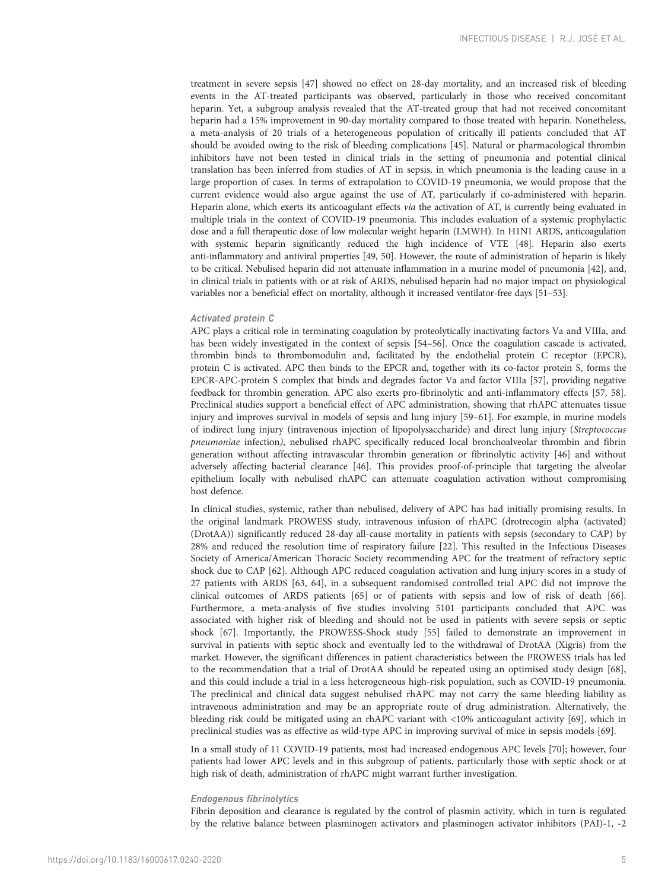treatment in severe sepsis [47] showed no effect on 28-day mortality, and an increased risk of bleeding events in the AT-treated participants was observed, particularly in those who received concomitant heparin. Yet, a subgroup analysis revealed that the AT-treated group that had not received concomitant heparin had a 15% improvement in 90-day mortality compared to those treated with heparin. Nonetheless, a meta-analysis of 20 trials of a heterogeneous population of critically ill patients concluded that AT should be avoided owing to the risk of bleeding complications [45]. Natural or pharmacological thrombin inhibitors have not been tested in clinical trials in the setting of pneumonia and potential clinical translation has been inferred from studies of AT in sepsis, in which pneumonia is the leading cause in a large proportion of cases. In terms of extrapolation to COVID-19 pneumonia, we would propose that the current evidence would also argue against the use of AT, particularly if co-administered with heparin. Heparin alone, which exerts its anticoagulant effects *via* the activation of AT, is currently being evaluated in multiple trials in the context of COVID-19 pneumonia. This includes evaluation of a systemic prophylactic dose and a full therapeutic dose of low molecular weight heparin (LMWH). In H1N1 ARDS, anticoagulation with systemic heparin significantly reduced the high incidence of VTE [48]. Heparin also exerts anti-inflammatory and antiviral properties [49, 50]. However, the route of administration of heparin is likely to be critical. Nebulised heparin did not attenuate inflammation in a murine model of pneumonia [42], and, in clinical trials in patients with or at risk of ARDS, nebulised heparin had no major impact on physiological variables nor a beneficial effect on mortality, although it increased ventilator-free days [51–53].

### *Activated protein C*

APC plays a critical role in terminating coagulation by proteolytically inactivating factors Va and VIIIa, and has been widely investigated in the context of sepsis [54–56]. Once the coagulation cascade is activated, thrombin binds to thrombomodulin and, facilitated by the endothelial protein C receptor (EPCR), protein C is activated. APC then binds to the EPCR and, together with its co-factor protein S, forms the EPCR-APC-protein S complex that binds and degrades factor Va and factor VIIIa [57], providing negative feedback for thrombin generation. APC also exerts pro-fibrinolytic and anti-inflammatory effects [57, 58]. Preclinical studies support a beneficial effect of APC administration, showing that rhAPC attenuate tissue injury and improves survival in models of sepsis and lung injury [59–61]. For example, in murine models of indirect lung injury (intravenous injection of lipopolysaccharide) and direct lung injury (*Streptococcus pneumoniae* infection), nebulised rhAPC specifically reduced local bronchoalveolar thrombin and fibrin generation without affecting intravascular thrombin generation or fibrinolytic activity [46] and without adversely affecting bacterial clearance [46]. This provides proof-of-principle that targeting the alveolar epithelium locally with nebulised rhAPC can attenuate coagulation activation without compromising host defence.

In clinical studies, systemic, rather than nebulised, delivery of APC has had initially promising results. In the original landmark PROWESS study, intravenous infusion of rhAPC (drotrecogin alpha (activated) (DrotAA)) significantly reduced 28-day all-cause mortality in patients with sepsis (secondary to CAP) by 28% and reduced the resolution time of respiratory failure [22]. This resulted in the Infectious Diseases Society of America/American Thoracic Society recommending APC for the treatment of refractory septic shock due to CAP [62]. Although APC reduced coagulation activation and lung injury scores in a study of 27 patients with ARDS [63, 64], in a subsequent randomised controlled trial APC did not improve the clinical outcomes of ARDS patients [65] or of patients with sepsis and low of risk of death [66]. Furthermore, a meta-analysis of five studies involving 5101 participants concluded that APC was associated with higher risk of bleeding and should not be used in patients with severe sepsis or septic shock [67]. Importantly, the PROWESS-Shock study [55] failed to demonstrate an improvement in survival in patients with septic shock and eventually led to the withdrawal of DrotAA (Xigris) from the market. However, the significant differences in patient characteristics between the PROWESS trials has led to the recommendation that a trial of DrotAA should be repeated using an optimised study design [68], and this could include a trial in a less heterogeneous high-risk population, such as COVID-19 pneumonia. The preclinical and clinical data suggest nebulised rhAPC may not carry the same bleeding liability as intravenous administration and may be an appropriate route of drug administration. Alternatively, the bleeding risk could be mitigated using an rhAPC variant with <10% anticoagulant activity [69], which in preclinical studies was as effective as wild-type APC in improving survival of mice in sepsis models [69].

In a small study of 11 COVID-19 patients, most had increased endogenous APC levels [70]; however, four patients had lower APC levels and in this subgroup of patients, particularly those with septic shock or at high risk of death, administration of rhAPC might warrant further investigation.

### *Endogenous fibrinolytics*

Fibrin deposition and clearance is regulated by the control of plasmin activity, which in turn is regulated by the relative balance between plasminogen activators and plasminogen activator inhibitors (PAI)-1, -2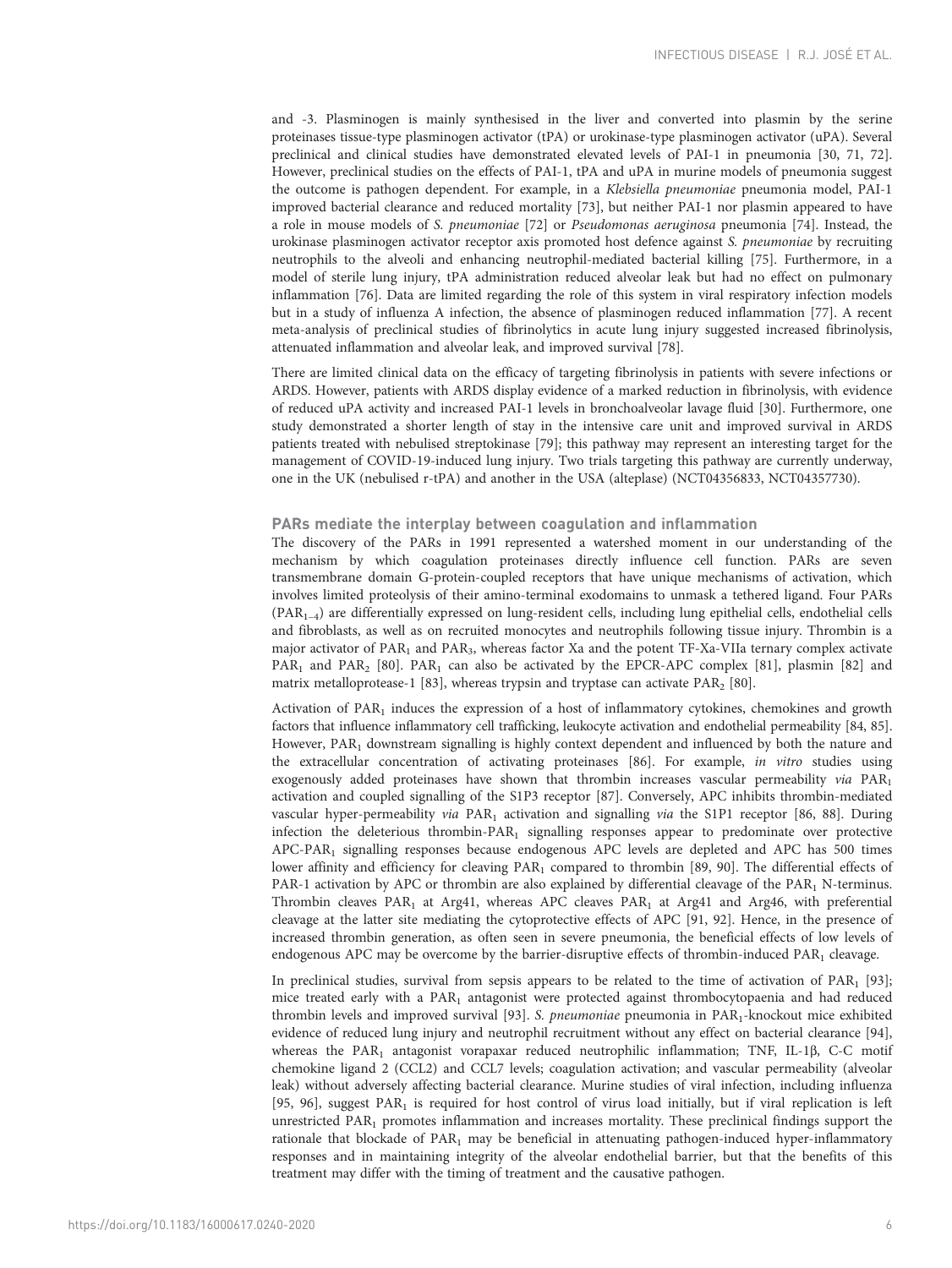and -3. Plasminogen is mainly synthesised in the liver and converted into plasmin by the serine proteinases tissue-type plasminogen activator (tPA) or urokinase-type plasminogen activator (uPA). Several preclinical and clinical studies have demonstrated elevated levels of PAI-1 in pneumonia [30, 71, 72]. However, preclinical studies on the effects of PAI-1, tPA and uPA in murine models of pneumonia suggest the outcome is pathogen dependent. For example, in a *Klebsiella pneumoniae* pneumonia model, PAI-1 improved bacterial clearance and reduced mortality [73], but neither PAI-1 nor plasmin appeared to have a role in mouse models of *S. pneumoniae* [72] or *Pseudomonas aeruginosa* pneumonia [74]. Instead, the urokinase plasminogen activator receptor axis promoted host defence against *S. pneumoniae* by recruiting neutrophils to the alveoli and enhancing neutrophil-mediated bacterial killing [75]. Furthermore, in a model of sterile lung injury, tPA administration reduced alveolar leak but had no effect on pulmonary inflammation [76]. Data are limited regarding the role of this system in viral respiratory infection models but in a study of influenza A infection, the absence of plasminogen reduced inflammation [77]. A recent meta-analysis of preclinical studies of fibrinolytics in acute lung injury suggested increased fibrinolysis, attenuated inflammation and alveolar leak, and improved survival [78].

There are limited clinical data on the efficacy of targeting fibrinolysis in patients with severe infections or ARDS. However, patients with ARDS display evidence of a marked reduction in fibrinolysis, with evidence of reduced uPA activity and increased PAI-1 levels in bronchoalveolar lavage fluid [30]. Furthermore, one study demonstrated a shorter length of stay in the intensive care unit and improved survival in ARDS patients treated with nebulised streptokinase [79]; this pathway may represent an interesting target for the management of COVID-19-induced lung injury. Two trials targeting this pathway are currently underway, one in the UK (nebulised r-tPA) and another in the USA (alteplase) (NCT04356833, NCT04357730).

### PARs mediate the interplay between coagulation and inflammation

The discovery of the PARs in 1991 represented a watershed moment in our understanding of the mechanism by which coagulation proteinases directly influence cell function. PARs are seven transmembrane domain G-protein-coupled receptors that have unique mechanisms of activation, which involves limited proteolysis of their amino-terminal exodomains to unmask a tethered ligand. Four PARs ($PAR_{1-4}$) are differentially expressed on lung-resident cells, including lung epithelial cells, endothelial cells and fibroblasts, as well as on recruited monocytes and neutrophils following tissue injury. Thrombin is a major activator of $PAR_1$ and $PAR_3$, whereas factor Xa and the potent TF-Xa-VIIa ternary complex activate $PAR_1$ and $PAR_2$ [80]. $PAR_1$ can also be activated by the EPCR-APC complex [81], plasmin [82] and matrix metalloprotease-1 [83], whereas trypsin and tryptase can activate $PAR_2$ [80].

Activation of $PAR_1$ induces the expression of a host of inflammatory cytokines, chemokines and growth factors that influence inflammatory cell trafficking, leukocyte activation and endothelial permeability [84, 85]. However, $PAR_1$ downstream signalling is highly context dependent and influenced by both the nature and the extracellular concentration of activating proteinases [86]. For example, *in vitro* studies using exogenously added proteinases have shown that thrombin increases vascular permeability *via* $PAR_1$ activation and coupled signalling of the S1P3 receptor [87]. Conversely, APC inhibits thrombin-mediated vascular hyper-permeability *via* $PAR_1$ activation and signalling *via* the S1P1 receptor [86, 88]. During infection the deleterious thrombin-$PAR_1$ signalling responses appear to predominate over protective APC-$PAR_1$ signalling responses because endogenous APC levels are depleted and APC has 500 times lower affinity and efficiency for cleaving $PAR_1$ compared to thrombin [89, 90]. The differential effects of PAR-1 activation by APC or thrombin are also explained by differential cleavage of the $PAR_1$ N-terminus. Thrombin cleaves $PAR_1$ at Arg41, whereas APC cleaves $PAR_1$ at Arg41 and Arg46, with preferential cleavage at the latter site mediating the cytoprotective effects of APC [91, 92]. Hence, in the presence of increased thrombin generation, as often seen in severe pneumonia, the beneficial effects of low levels of endogenous APC may be overcome by the barrier-disruptive effects of thrombin-induced $PAR_1$ cleavage.

In preclinical studies, survival from sepsis appears to be related to the time of activation of $PAR_1$ [93]; mice treated early with a $PAR_1$ antagonist were protected against thrombocytopaenia and had reduced thrombin levels and improved survival [93]. *S. pneumoniae* pneumonia in $PAR_1$-knockout mice exhibited evidence of reduced lung injury and neutrophil recruitment without any effect on bacterial clearance [94], whereas the $PAR_1$ antagonist vorapaxar reduced neutrophilic inflammation; TNF, IL-1β, C-C motif chemokine ligand 2 (CCL2) and CCL7 levels; coagulation activation; and vascular permeability (alveolar leak) without adversely affecting bacterial clearance. Murine studies of viral infection, including influenza [95, 96], suggest $PAR_1$ is required for host control of virus load initially, but if viral replication is left unrestricted $PAR_1$ promotes inflammation and increases mortality. These preclinical findings support the rationale that blockade of $PAR_1$ may be beneficial in attenuating pathogen-induced hyper-inflammatory responses and in maintaining integrity of the alveolar endothelial barrier, but that the benefits of this treatment may differ with the timing of treatment and the causative pathogen.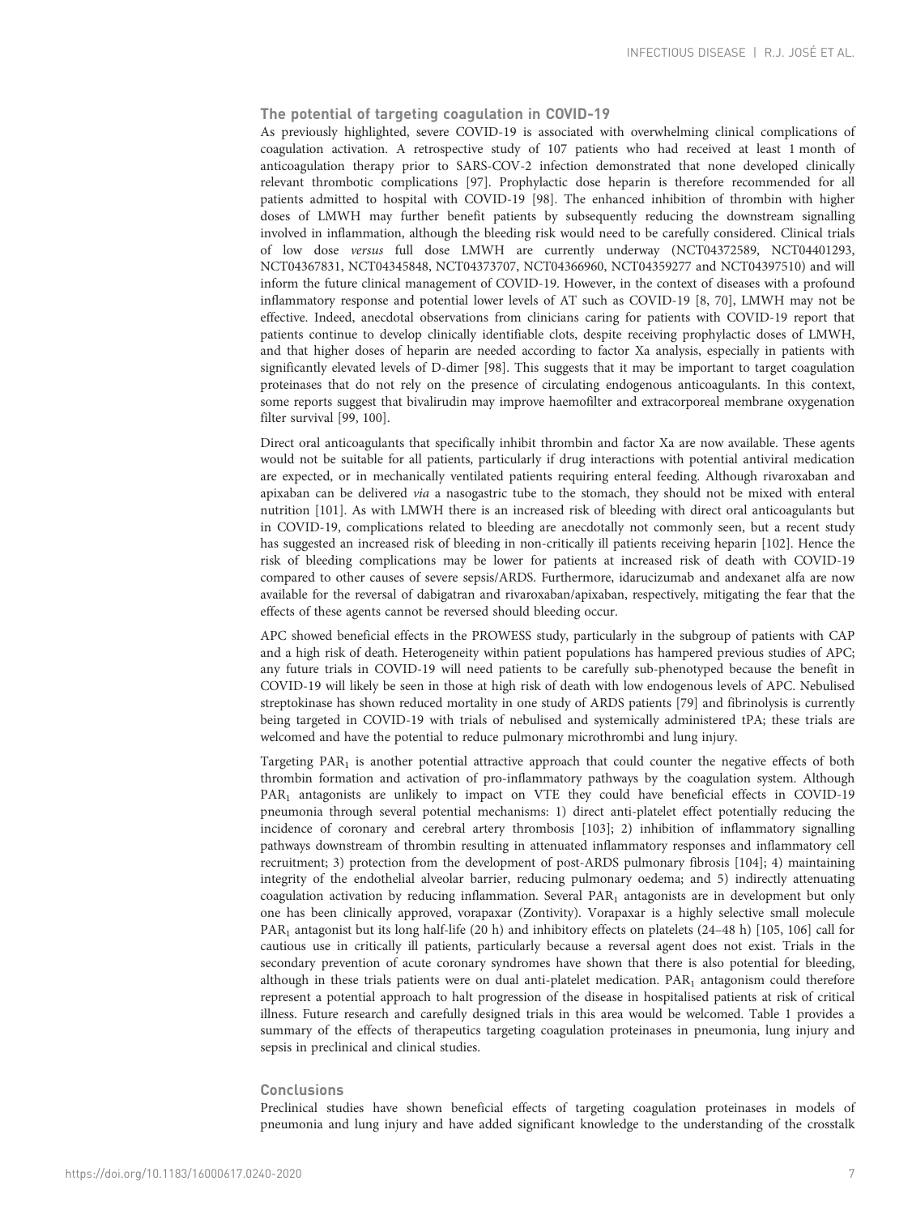## The potential of targeting coagulation in COVID-19

As previously highlighted, severe COVID-19 is associated with overwhelming clinical complications of coagulation activation. A retrospective study of 107 patients who had received at least 1 month of anticoagulation therapy prior to SARS-COV-2 infection demonstrated that none developed clinically relevant thrombotic complications [97]. Prophylactic dose heparin is therefore recommended for all patients admitted to hospital with COVID-19 [98]. The enhanced inhibition of thrombin with higher doses of LMWH may further benefit patients by subsequently reducing the downstream signalling involved in inflammation, although the bleeding risk would need to be carefully considered. Clinical trials of low dose *versus* full dose LMWH are currently underway (NCT04372589, NCT04401293, NCT04367831, NCT04345848, NCT04373707, NCT04366960, NCT04359277 and NCT04397510) and will inform the future clinical management of COVID-19. However, in the context of diseases with a profound inflammatory response and potential lower levels of AT such as COVID-19 [8, 70], LMWH may not be effective. Indeed, anecdotal observations from clinicians caring for patients with COVID-19 report that patients continue to develop clinically identifiable clots, despite receiving prophylactic doses of LMWH, and that higher doses of heparin are needed according to factor Xa analysis, especially in patients with significantly elevated levels of D-dimer [98]. This suggests that it may be important to target coagulation proteinases that do not rely on the presence of circulating endogenous anticoagulants. In this context, some reports suggest that bivalirudin may improve haemofilter and extracorporeal membrane oxygenation filter survival [99, 100].

Direct oral anticoagulants that specifically inhibit thrombin and factor Xa are now available. These agents would not be suitable for all patients, particularly if drug interactions with potential antiviral medication are expected, or in mechanically ventilated patients requiring enteral feeding. Although rivaroxaban and apixaban can be delivered *via* a nasogastric tube to the stomach, they should not be mixed with enteral nutrition [101]. As with LMWH there is an increased risk of bleeding with direct oral anticoagulants but in COVID-19, complications related to bleeding are anecdotally not commonly seen, but a recent study has suggested an increased risk of bleeding in non-critically ill patients receiving heparin [102]. Hence the risk of bleeding complications may be lower for patients at increased risk of death with COVID-19 compared to other causes of severe sepsis/ARDS. Furthermore, idarucizumab and andexanet alfa are now available for the reversal of dabigatran and rivaroxaban/apixaban, respectively, mitigating the fear that the effects of these agents cannot be reversed should bleeding occur.

APC showed beneficial effects in the PROWESS study, particularly in the subgroup of patients with CAP and a high risk of death. Heterogeneity within patient populations has hampered previous studies of APC; any future trials in COVID-19 will need patients to be carefully sub-phenotyped because the benefit in COVID-19 will likely be seen in those at high risk of death with low endogenous levels of APC. Nebulised streptokinase has shown reduced mortality in one study of ARDS patients [79] and fibrinolysis is currently being targeted in COVID-19 with trials of nebulised and systemically administered tPA; these trials are welcomed and have the potential to reduce pulmonary microthrombi and lung injury.

Targeting $PAR_1$ is another potential attractive approach that could counter the negative effects of both thrombin formation and activation of pro-inflammatory pathways by the coagulation system. Although $PAR_1$ antagonists are unlikely to impact on VTE they could have beneficial effects in COVID-19 pneumonia through several potential mechanisms: 1) direct anti-platelet effect potentially reducing the incidence of coronary and cerebral artery thrombosis [103]; 2) inhibition of inflammatory signalling pathways downstream of thrombin resulting in attenuated inflammatory responses and inflammatory cell recruitment; 3) protection from the development of post-ARDS pulmonary fibrosis [104]; 4) maintaining integrity of the endothelial alveolar barrier, reducing pulmonary oedema; and 5) indirectly attenuating coagulation activation by reducing inflammation. Several $PAR_1$ antagonists are in development but only one has been clinically approved, vorapaxar (Zontivity). Vorapaxar is a highly selective small molecule $PAR_1$ antagonist but its long half-life (20 h) and inhibitory effects on platelets (24–48 h) [105, 106] call for cautious use in critically ill patients, particularly because a reversal agent does not exist. Trials in the secondary prevention of acute coronary syndromes have shown that there is also potential for bleeding, although in these trials patients were on dual anti-platelet medication. $PAR_1$ antagonism could therefore represent a potential approach to halt progression of the disease in hospitalised patients at risk of critical illness. Future research and carefully designed trials in this area would be welcomed. Table 1 provides a summary of the effects of therapeutics targeting coagulation proteinases in pneumonia, lung injury and sepsis in preclinical and clinical studies.

## Conclusions

Preclinical studies have shown beneficial effects of targeting coagulation proteinases in models of pneumonia and lung injury and have added significant knowledge to the understanding of the crosstalk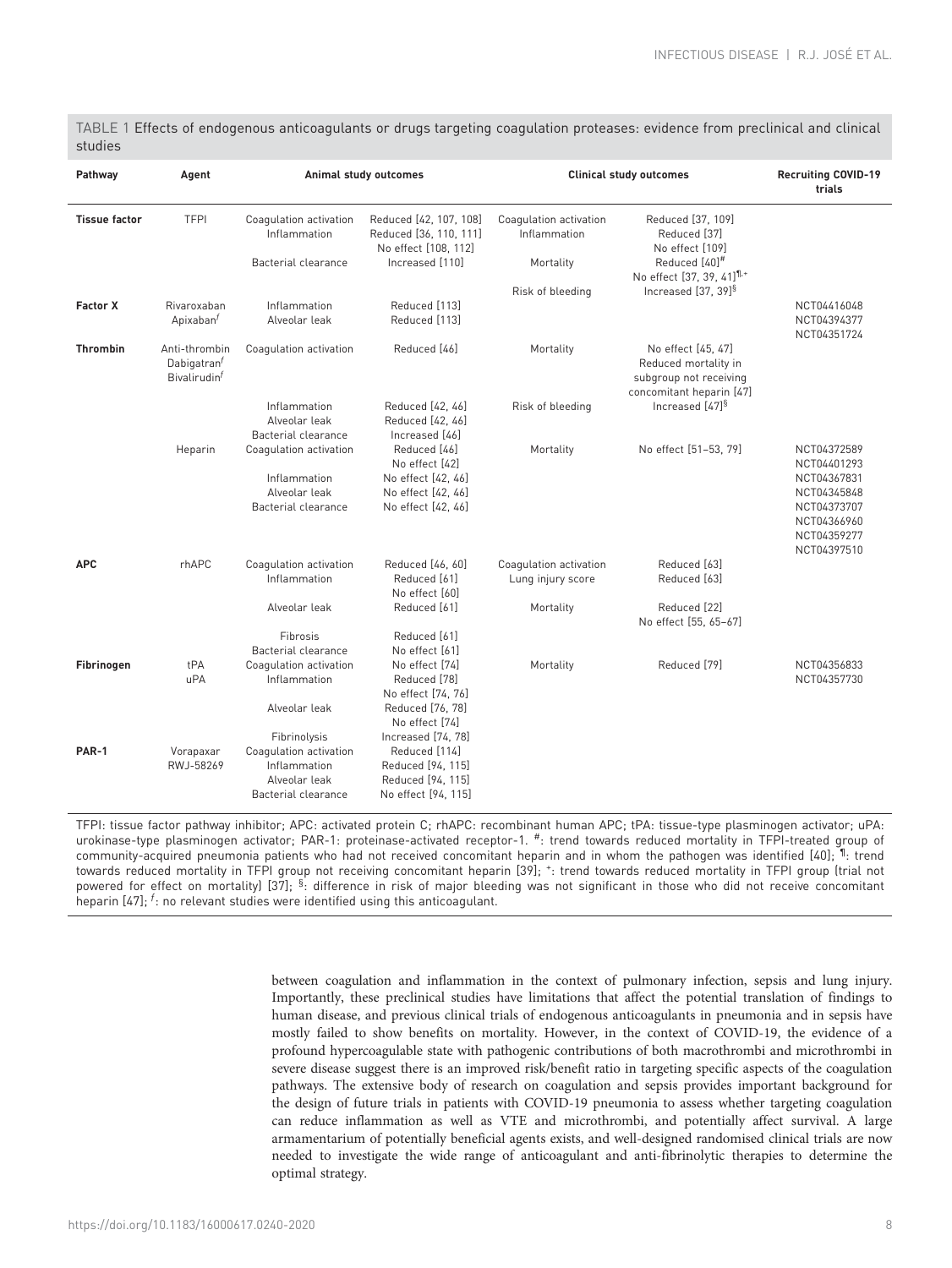TABLE 1 Effects of endogenous anticoagulants or drugs targeting coagulation proteases: evidence from preclinical and clinical studies

| Pathway | Agent | Animal study outcomes | | Clinical study outcomes | | Recruiting COVID-19 trials |
|---|---|---|---|---|---|---|
| **Tissue factor** | TFPI | Coagulation activation | Reduced [42, 107, 108] | Coagulation activation | Reduced [37, 109] | |
| | | Inflammation | Reduced [36, 110, 111] No effect [108, 112] | Inflammation | Reduced [37] No effect [109] | |
| | | Bacterial clearance | Increased [110] | Mortality | Reduced [40][#] No effect [37, 39, 41][¶,+] | |
| | | | | Risk of bleeding | Increased [37, 39][§] | |
| **Factor X** | Rivaroxaban Apixaban[f] | Inflammation | Reduced [113] | | | NCT04416048 |
| | | Alveolar leak | Reduced [113] | | | NCT04394377 NCT04351724 |
| **Thrombin** | Anti-thrombin Dabigatran[f] Bivalirudin[f] | Coagulation activation | Reduced [46] | Mortality | No effect [45, 47] Reduced mortality in subgroup not receiving concomitant heparin [47] | |
| | | Inflammation | Reduced [42, 46] | Risk of bleeding | Increased [47][§] | |
| | | Alveolar leak | Reduced [42, 46] | | | |
| | | Bacterial clearance | Increased [46] | | | |
| | Heparin | Coagulation activation | Reduced [46] No effect [42] | Mortality | No effect [51–53, 79] | NCT04372589 NCT04401293 |
| | | Inflammation | No effect [42, 46] | | | NCT04367831 |
| | | Alveolar leak | No effect [42, 46] | | | NCT04345848 |
| | | Bacterial clearance | No effect [42, 46] | | | NCT04373707 NCT04366960 NCT04359277 NCT04397510 |
| **APC** | rhAPC | Coagulation activation | Reduced [46, 60] | Coagulation activation | Reduced [63] | |
| | | Inflammation | Reduced [61] No effect [60] | Lung injury score | Reduced [63] | |
| | | Alveolar leak | Reduced [61] | Mortality | Reduced [22] No effect [55, 65–67] | |
| | | Fibrosis | Reduced [61] | | | |
| | | Bacterial clearance | No effect [61] | | | |
| **Fibrinogen** | tPA uPA | Coagulation activation | No effect [74] | Mortality | Reduced [79] | NCT04356833 NCT04357730 |
| | | Inflammation | Reduced [78] No effect [74, 76] | | | |
| | | Alveolar leak | Reduced [76, 78] No effect [74] | | | |
| | | Fibrinolysis | Increased [74, 78] | | | |
| **PAR-1** | Vorapaxar RWJ-58269 | Coagulation activation | Reduced [114] | | | |
| | | Inflammation | Reduced [94, 115] | | | |
| | | Alveolar leak | Reduced [94, 115] | | | |
| | | Bacterial clearance | No effect [94, 115] | | | |

TFPI: tissue factor pathway inhibitor; APC: activated protein C; rhAPC: recombinant human APC; tPA: tissue-type plasminogen activator; uPA: urokinase-type plasminogen activator; PAR-1: proteinase-activated receptor-1. #: trend towards reduced mortality in TFPI-treated group of community-acquired pneumonia patients who had not received concomitant heparin and in whom the pathogen was identified [40]; ¶: trend towards reduced mortality in TFPI group not receiving concomitant heparin [39]; +: trend towards reduced mortality in TFPI group (trial not powered for effect on mortality) [37]; §: difference in risk of major bleeding was not significant in those who did not receive concomitant heparin [47]; f: no relevant studies were identified using this anticoagulant.

between coagulation and inflammation in the context of pulmonary infection, sepsis and lung injury. Importantly, these preclinical studies have limitations that affect the potential translation of findings to human disease, and previous clinical trials of endogenous anticoagulants in pneumonia and in sepsis have mostly failed to show benefits on mortality. However, in the context of COVID-19, the evidence of a profound hypercoagulable state with pathogenic contributions of both macrothrombi and microthrombi in severe disease suggest there is an improved risk/benefit ratio in targeting specific aspects of the coagulation pathways. The extensive body of research on coagulation and sepsis provides important background for the design of future trials in patients with COVID-19 pneumonia to assess whether targeting coagulation can reduce inflammation as well as VTE and microthrombi, and potentially affect survival. A large armamentarium of potentially beneficial agents exists, and well-designed randomised clinical trials are now needed to investigate the wide range of anticoagulant and anti-fibrinolytic therapies to determine the optimal strategy.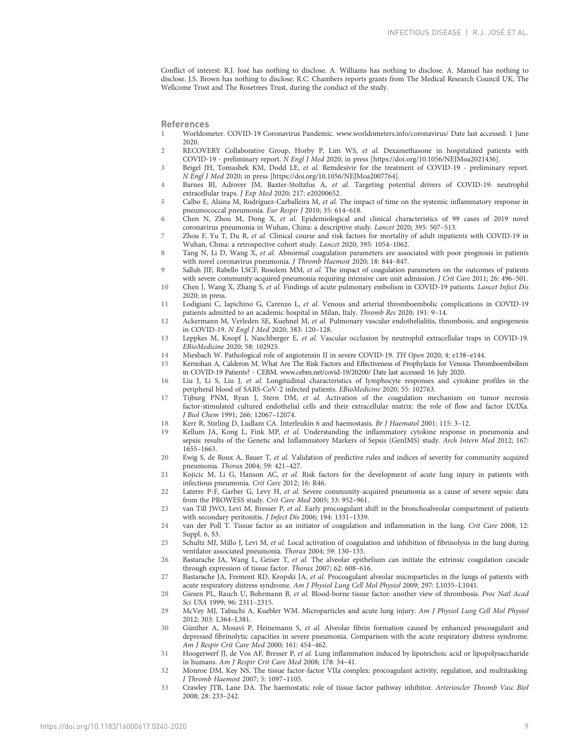Conflict of interest: R.J. José has nothing to disclose. A. Williams has nothing to disclose. A. Manuel has nothing to disclose. J.S. Brown has nothing to disclose. R.C. Chambers reports grants from The Medical Research Council UK, The Wellcome Trust and The Rosetrees Trust, during the conduct of the study.

## References

1. Worldometer. COVID-19 Coronavirus Pandemic. www.worldometers.info/coronavirus/ Date last accessed: 1 June 2020.
2. RECOVERY Collaborative Group, Horby P, Lim WS, *et al.* Dexamethasone in hospitalized patients with COVID-19 - preliminary report. *N Engl J Med* 2020; in press [https://doi.org/10.1056/NEJMoa2021436].
3. Beigel JH, Tomashek KM, Dodd LE, *et al.* Remdesivir for the treatment of COVID-19 - preliminary report. *N Engl J Med* 2020; in press [https://doi.org/10.1056/NEJMoa2007764].
4. Barnes BJ, Adrover JM, Baxter-Stoltzfus A, *et al.* Targeting potential drivers of COVID-19: neutrophil extracellular traps. *J Exp Med* 2020; 217: e20200652.
5. Calbo E, Alsina M, Rodríguez-Carballeira M, *et al.* The impact of time on the systemic inflammatory response in pneumococcal pneumonia. *Eur Respir J* 2010; 35: 614–618.
6. Chen N, Zhou M, Dong X, *et al.* Epidemiological and clinical characteristics of 99 cases of 2019 novel coronavirus pneumonia in Wuhan, China: a descriptive study. *Lancet* 2020; 395: 507–513.
7. Zhou F, Yu T, Du R, *et al.* Clinical course and risk factors for mortality of adult inpatients with COVID-19 in Wuhan, China: a retrospective cohort study. *Lancet* 2020; 395: 1054–1062.
8. Tang N, Li D, Wang X, *et al.* Abnormal coagulation parameters are associated with poor prognosis in patients with novel coronavirus pneumonia. *J Thromb Haemost* 2020; 18: 844–847.
9. Salluh JIF, Rabello LSCF, Rosolem MM, *et al.* The impact of coagulation parameters on the outcomes of patients with severe community-acquired pneumonia requiring intensive care unit admission. *J Crit Care* 2011; 26: 496–501.
10. Chen J, Wang X, Zhang S, *et al.* Findings of acute pulmonary embolism in COVID-19 patients. *Lancet Infect Dis* 2020; in press.
11. Lodigiani C, Iapichino G, Carenzo L, *et al.* Venous and arterial thromboembolic complications in COVID-19 patients admitted to an academic hospital in Milan, Italy. *Thromb Res* 2020; 191: 9–14.
12. Ackermann M, Verleden SE, Kuehnel M, *et al.* Pulmonary vascular endothelialitis, thrombosis, and angiogenesis in COVID-19. *N Engl J Med* 2020; 383: 120–128.
13. Leppkes M, Knopf J, Naschberger E, *et al.* Vascular occlusion by neutrophil extracellular traps in COVID-19. *EBioMedicine* 2020; 58: 102925.
14. Miesbach W. Pathological role of angiotensin II in severe COVID-19. *TH Open* 2020; 4: e138–e144.
15. Kernohan A, Calderon M. What Are The Risk Factors and Effectiveness of Prophylaxis for Venous Thromboembolism in COVID-19 Patients? - CEBM. www.cebm.net/covid-19/20200/ Date last accessed: 16 July 2020.
16. Liu J, Li S, Liu J, *et al.* Longitudinal characteristics of lymphocyte responses and cytokine profiles in the peripheral blood of SARS-CoV-2 infected patients. *EBioMedicine* 2020; 55: 102763.
17. Tijburg PNM, Ryan J, Stern DM, *et al.* Activation of the coagulation mechanism on tumor necrosis factor-stimulated cultured endothelial cells and their extracellular matrix: the role of flow and factor IX/IXa. *J Biol Chem* 1991; 266: 12067–12074.
18. Kerr R, Stirling D, Ludlam CA. Interleukin 6 and haemostasis. *Br J Haematol* 2001; 115: 3–12.
19. Kellum JA, Kong L, Fink MP, *et al.* Understanding the inflammatory cytokine response in pneumonia and sepsis: results of the Genetic and Inflammatory Markers of Sepsis (GenIMS) study. *Arch Intern Med* 2012; 167: 1655–1663.
20. Ewig S, de Roux A, Bauer T, *et al.* Validation of predictive rules and indices of severity for community acquired pneumonia. *Thorax* 2004; 59: 421–427.
21. Kojicic M, Li G, Hanson AC, *et al.* Risk factors for the development of acute lung injury in patients with infectious pneumonia. *Crit Care* 2012; 16: R46.
22. Laterre P-F, Garber G, Levy H, *et al.* Severe community-acquired pneumonia as a cause of severe sepsis: data from the PROWESS study. *Crit Care Med* 2005; 33: 952–961.
23. van Till JWO, Levi M, Bresser P, *et al.* Early procoagulant shift in the bronchoalveolar compartment of patients with secondary peritonitis. *J Infect Dis* 2006; 194: 1331–1339.
24. van der Poll T. Tissue factor as an initiator of coagulation and inflammation in the lung. *Crit Care* 2008; 12: Suppl. 6, S3.
25. Schultz MJ, Millo J, Levi M, *et al.* Local activation of coagulation and inhibition of fibrinolysis in the lung during ventilator associated pneumonia. *Thorax* 2004; 59: 130–135.
26. Bastarache JA, Wang L, Geiser T, *et al.* The alveolar epithelium can initiate the extrinsic coagulation cascade through expression of tissue factor. *Thorax* 2007; 62: 608–616.
27. Bastarache JA, Fremont RD, Kropski JA, *et al.* Procoagulant alveolar microparticles in the lungs of patients with acute respiratory distress syndrome. *Am J Physiol Lung Cell Mol Physiol* 2009; 297: L1035–L1041.
28. Giesen PL, Rauch U, Bohrmann B, *et al.* Blood-borne tissue factor: another view of thrombosis. *Proc Natl Acad Sci USA* 1999; 96: 2311–2315.
29. McVey MJ, Tabuchi A, Kuebler WM. Microparticles and acute lung injury. *Am J Physiol Lung Cell Mol Physiol* 2012; 303: L364–L381.
30. Günther A, Mosavi P, Heinemann S, *et al.* Alveolar fibrin formation caused by enhanced procoagulant and depressed fibrinolytic capacities in severe pneumonia. Comparison with the acute respiratory distress syndrome. *Am J Respir Crit Care Med* 2000; 161: 454–462.
31. Hoogerwerf JJ, de Vos AF, Bresser P, *et al.* Lung inflammation induced by lipoteichoic acid or lipopolysaccharide in humans. *Am J Respir Crit Care Med* 2008; 178: 34–41.
32. Monroe DM, Key NS. The tissue factor-factor VIIa complex: procoagulant activity, regulation, and multitasking. *J Thromb Haemost* 2007; 5: 1097–1105.
33. Crawley JTB, Lane DA. The haemostatic role of tissue factor pathway inhibitor. *Arterioscler Thromb Vasc Biol* 2008; 28: 233–242.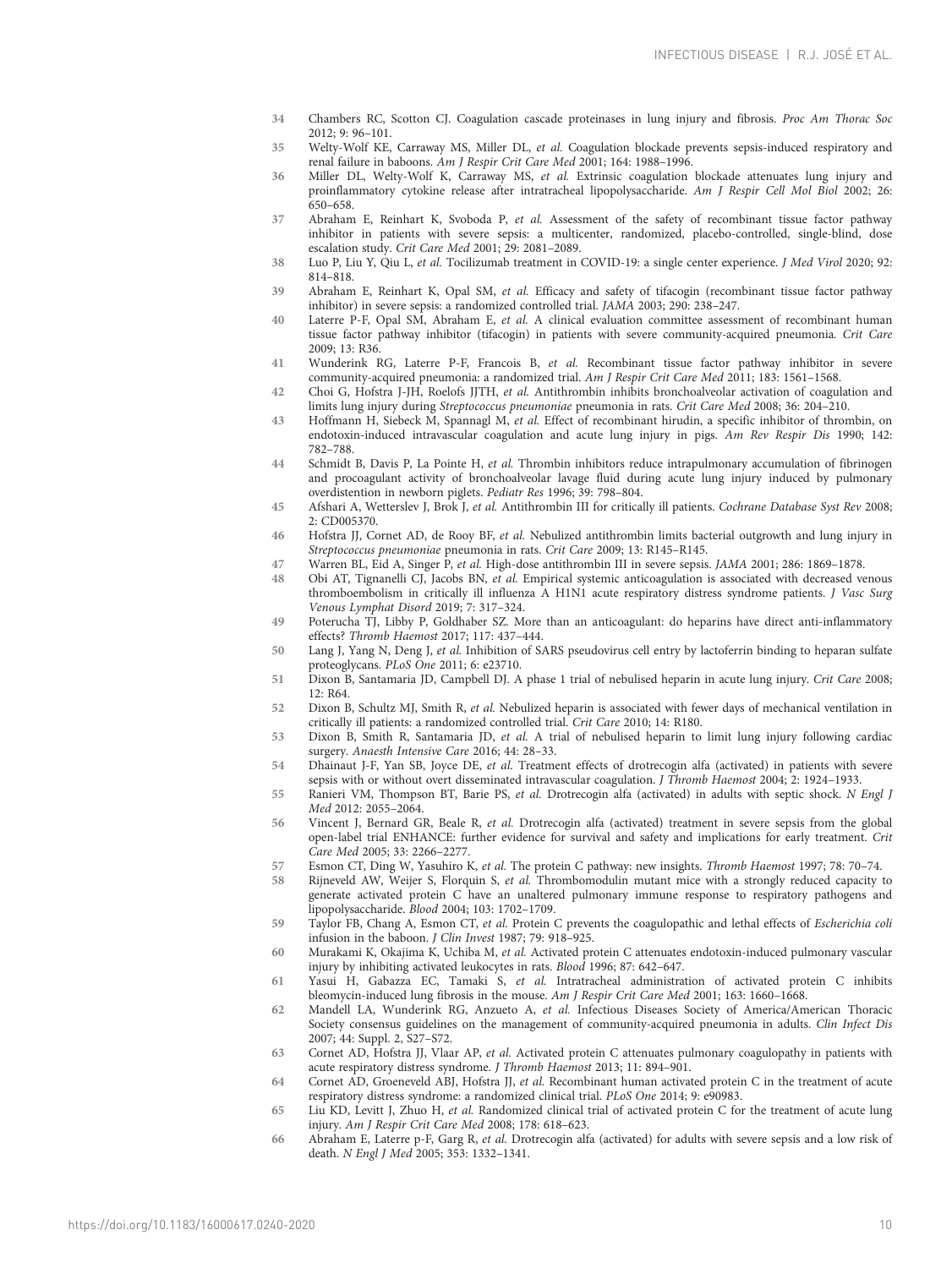34 Chambers RC, Scotton CJ. Coagulation cascade proteinases in lung injury and fibrosis. *Proc Am Thorac Soc* 2012; 9: 96–101.

35 Welty-Wolf KE, Carraway MS, Miller DL, *et al.* Coagulation blockade prevents sepsis-induced respiratory and renal failure in baboons. *Am J Respir Crit Care Med* 2001; 164: 1988–1996.

36 Miller DL, Welty-Wolf K, Carraway MS, *et al.* Extrinsic coagulation blockade attenuates lung injury and proinflammatory cytokine release after intratracheal lipopolysaccharide. *Am J Respir Cell Mol Biol* 2002; 26: 650–658.

37 Abraham E, Reinhart K, Svoboda P, *et al.* Assessment of the safety of recombinant tissue factor pathway inhibitor in patients with severe sepsis: a multicenter, randomized, placebo-controlled, single-blind, dose escalation study. *Crit Care Med* 2001; 29: 2081–2089.

38 Luo P, Liu Y, Qiu L, *et al.* Tocilizumab treatment in COVID-19: a single center experience. *J Med Virol* 2020; 92: 814–818.

39 Abraham E, Reinhart K, Opal SM, *et al.* Efficacy and safety of tifacogin (recombinant tissue factor pathway inhibitor) in severe sepsis: a randomized controlled trial. *JAMA* 2003; 290: 238–247.

40 Laterre P-F, Opal SM, Abraham E, *et al.* A clinical evaluation committee assessment of recombinant human tissue factor pathway inhibitor (tifacogin) in patients with severe community-acquired pneumonia. *Crit Care* 2009; 13: R36.

41 Wunderink RG, Laterre P-F, Francois B, *et al.* Recombinant tissue factor pathway inhibitor in severe community-acquired pneumonia: a randomized trial. *Am J Respir Crit Care Med* 2011; 183: 1561–1568.

42 Choi G, Hofstra J-JH, Roelofs JJTH, *et al.* Antithrombin inhibits bronchoalveolar activation of coagulation and limits lung injury during *Streptococcus pneumoniae* pneumonia in rats. *Crit Care Med* 2008; 36: 204–210.

43 Hoffmann H, Siebeck M, Spannagl M, *et al.* Effect of recombinant hirudin, a specific inhibitor of thrombin, on endotoxin-induced intravascular coagulation and acute lung injury in pigs. *Am Rev Respir Dis* 1990; 142: 782–788.

44 Schmidt B, Davis P, La Pointe H, *et al.* Thrombin inhibitors reduce intrapulmonary accumulation of fibrinogen and procoagulant activity of bronchoalveolar lavage fluid during acute lung injury induced by pulmonary overdistention in newborn piglets. *Pediatr Res* 1996; 39: 798–804.

45 Afshari A, Wetterslev J, Brok J, *et al.* Antithrombin III for critically ill patients. *Cochrane Database Syst Rev* 2008; 2: CD005370.

46 Hofstra JJ, Cornet AD, de Rooy BF, *et al.* Nebulized antithrombin limits bacterial outgrowth and lung injury in *Streptococcus pneumoniae* pneumonia in rats. *Crit Care* 2009; 13: R145–R145.

47 Warren BL, Eid A, Singer P, *et al.* High-dose antithrombin III in severe sepsis. *JAMA* 2001; 286: 1869–1878.

48 Obi AT, Tignanelli CJ, Jacobs BN, *et al.* Empirical systemic anticoagulation is associated with decreased venous thromboembolism in critically ill influenza A H1N1 acute respiratory distress syndrome patients. *J Vasc Surg Venous Lymphat Disord* 2019; 7: 317–324.

49 Poterucha TJ, Libby P, Goldhaber SZ. More than an anticoagulant: do heparins have direct anti-inflammatory effects? *Thromb Haemost* 2017; 117: 437–444.

50 Lang J, Yang N, Deng J, *et al.* Inhibition of SARS pseudovirus cell entry by lactoferrin binding to heparan sulfate proteoglycans. *PLoS One* 2011; 6: e23710.

51 Dixon B, Santamaria JD, Campbell DJ. A phase 1 trial of nebulised heparin in acute lung injury. *Crit Care* 2008; 12: R64.

52 Dixon B, Schultz MJ, Smith R, *et al.* Nebulized heparin is associated with fewer days of mechanical ventilation in critically ill patients: a randomized controlled trial. *Crit Care* 2010; 14: R180.

53 Dixon B, Smith R, Santamaria JD, *et al.* A trial of nebulised heparin to limit lung injury following cardiac surgery. *Anaesth Intensive Care* 2016; 44: 28–33.

54 Dhainaut J-F, Yan SB, Joyce DE, *et al.* Treatment effects of drotrecogin alfa (activated) in patients with severe sepsis with or without overt disseminated intravascular coagulation. *J Thromb Haemost* 2004; 2: 1924–1933.

55 Ranieri VM, Thompson BT, Barie PS, *et al.* Drotrecogin alfa (activated) in adults with septic shock. *N Engl J Med* 2012: 2055–2064.

56 Vincent J, Bernard GR, Beale R, *et al.* Drotrecogin alfa (activated) treatment in severe sepsis from the global open-label trial ENHANCE: further evidence for survival and safety and implications for early treatment. *Crit Care Med* 2005; 33: 2266–2277.

57 Esmon CT, Ding W, Yasuhiro K, *et al.* The protein C pathway: new insights. *Thromb Haemost* 1997; 78: 70–74.

58 Rijneveld AW, Weijer S, Florquin S, *et al.* Thrombomodulin mutant mice with a strongly reduced capacity to generate activated protein C have an unaltered pulmonary immune response to respiratory pathogens and lipopolysaccharide. *Blood* 2004; 103: 1702–1709.

59 Taylor FB, Chang A, Esmon CT, *et al.* Protein C prevents the coagulopathic and lethal effects of *Escherichia coli* infusion in the baboon. *J Clin Invest* 1987; 79: 918–925.

60 Murakami K, Okajima K, Uchiba M, *et al.* Activated protein C attenuates endotoxin-induced pulmonary vascular injury by inhibiting activated leukocytes in rats. *Blood* 1996; 87: 642–647.

61 Yasui H, Gabazza EC, Tamaki S, *et al.* Intratracheal administration of activated protein C inhibits bleomycin-induced lung fibrosis in the mouse. *Am J Respir Crit Care Med* 2001; 163: 1660–1668.

62 Mandell LA, Wunderink RG, Anzueto A, *et al.* Infectious Diseases Society of America/American Thoracic Society consensus guidelines on the management of community-acquired pneumonia in adults. *Clin Infect Dis* 2007; 44: Suppl. 2, S27–S72.

63 Cornet AD, Hofstra JJ, Vlaar AP, *et al.* Activated protein C attenuates pulmonary coagulopathy in patients with acute respiratory distress syndrome. *J Thromb Haemost* 2013; 11: 894–901.

64 Cornet AD, Groeneveld ABJ, Hofstra JJ, *et al.* Recombinant human activated protein C in the treatment of acute respiratory distress syndrome: a randomized clinical trial. *PLoS One* 2014; 9: e90983.

65 Liu KD, Levitt J, Zhuo H, *et al.* Randomized clinical trial of activated protein C for the treatment of acute lung injury. *Am J Respir Crit Care Med* 2008; 178: 618–623.

66 Abraham E, Laterre p-F, Garg R, *et al.* Drotrecogin alfa (activated) for adults with severe sepsis and a low risk of death. *N Engl J Med* 2005; 353: 1332–1341.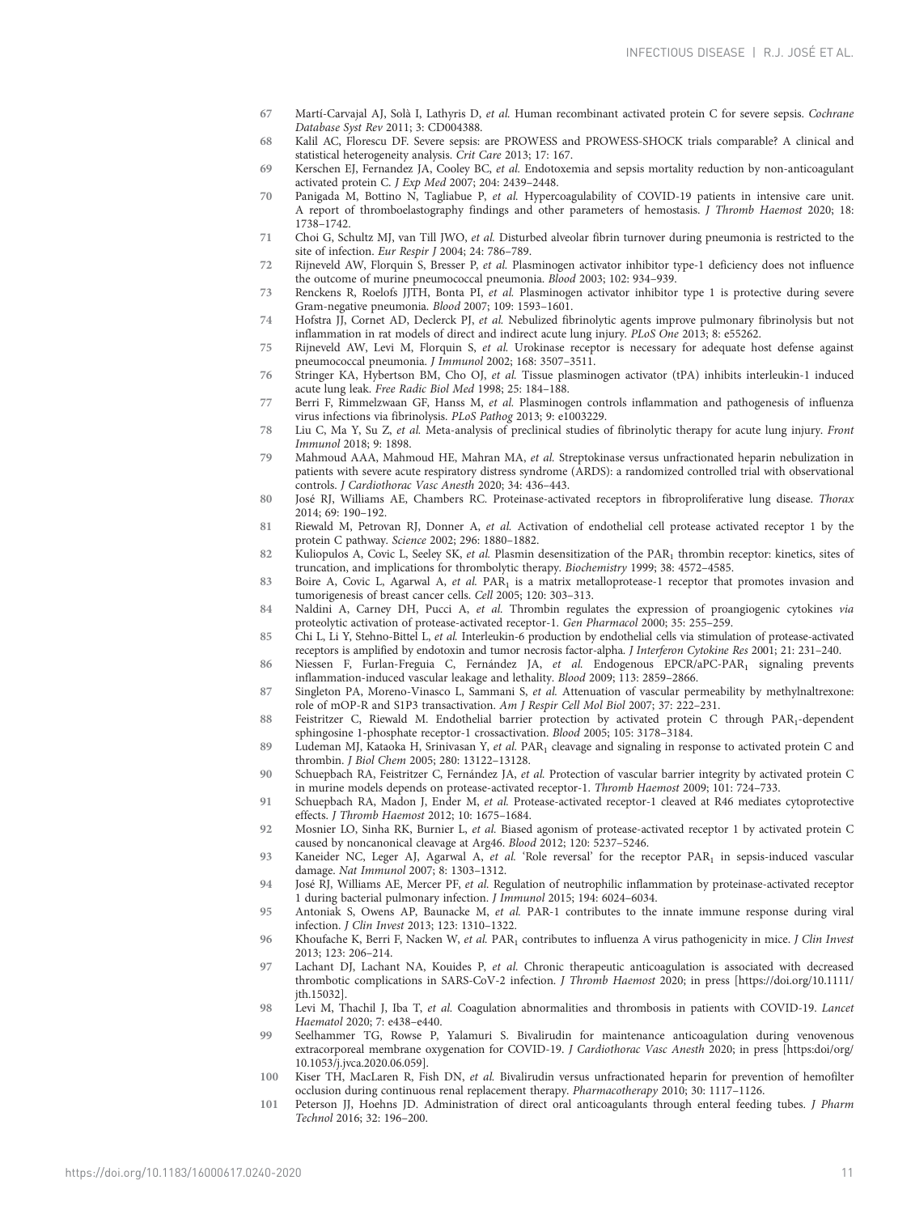67 Martí-Carvajal AJ, Solà I, Lathyris D, *et al.* Human recombinant activated protein C for severe sepsis. *Cochrane Database Syst Rev* 2011; 3: CD004388.

68 Kalil AC, Florescu DF. Severe sepsis: are PROWESS and PROWESS-SHOCK trials comparable? A clinical and statistical heterogeneity analysis. *Crit Care* 2013; 17: 167.

69 Kerschen EJ, Fernandez JA, Cooley BC, *et al.* Endotoxemia and sepsis mortality reduction by non-anticoagulant activated protein C. *J Exp Med* 2007; 204: 2439–2448.

70 Panigada M, Bottino N, Tagliabue P, *et al.* Hypercoagulability of COVID-19 patients in intensive care unit. A report of thromboelastography findings and other parameters of hemostasis. *J Thromb Haemost* 2020; 18: 1738–1742.

71 Choi G, Schultz MJ, van Till JWO, *et al.* Disturbed alveolar fibrin turnover during pneumonia is restricted to the site of infection. *Eur Respir J* 2004; 24: 786–789.

72 Rijneveld AW, Florquin S, Bresser P, *et al.* Plasminogen activator inhibitor type-1 deficiency does not influence the outcome of murine pneumococcal pneumonia. *Blood* 2003; 102: 934–939.

73 Renckens R, Roelofs JJTH, Bonta PI, *et al.* Plasminogen activator inhibitor type 1 is protective during severe Gram-negative pneumonia. *Blood* 2007; 109: 1593–1601.

74 Hofstra JJ, Cornet AD, Declerck PJ, *et al.* Nebulized fibrinolytic agents improve pulmonary fibrinolysis but not inflammation in rat models of direct and indirect acute lung injury. *PLoS One* 2013; 8: e55262.

75 Rijneveld AW, Levi M, Florquin S, *et al.* Urokinase receptor is necessary for adequate host defense against pneumococcal pneumonia. *J Immunol* 2002; 168: 3507–3511.

76 Stringer KA, Hybertson BM, Cho OJ, *et al.* Tissue plasminogen activator (tPA) inhibits interleukin-1 induced acute lung leak. *Free Radic Biol Med* 1998; 25: 184–188.

77 Berri F, Rimmelzwaan GF, Hanss M, *et al.* Plasminogen controls inflammation and pathogenesis of influenza virus infections via fibrinolysis. *PLoS Pathog* 2013; 9: e1003229.

78 Liu C, Ma Y, Su Z, *et al.* Meta-analysis of preclinical studies of fibrinolytic therapy for acute lung injury. *Front Immunol* 2018; 9: 1898.

79 Mahmoud AAA, Mahmoud HE, Mahran MA, *et al.* Streptokinase versus unfractionated heparin nebulization in patients with severe acute respiratory distress syndrome (ARDS): a randomized controlled trial with observational controls. *J Cardiothorac Vasc Anesth* 2020; 34: 436–443.

80 José RJ, Williams AE, Chambers RC. Proteinase-activated receptors in fibroproliferative lung disease. *Thorax* 2014; 69: 190–192.

81 Riewald M, Petrovan RJ, Donner A, *et al.* Activation of endothelial cell protease activated receptor 1 by the protein C pathway. *Science* 2002; 296: 1880–1882.

82 Kuliopulos A, Covic L, Seeley SK, *et al.* Plasmin desensitization of the $PAR_1$ thrombin receptor: kinetics, sites of truncation, and implications for thrombolytic therapy. *Biochemistry* 1999; 38: 4572–4585.

83 Boire A, Covic L, Agarwal A, *et al.* $PAR_1$ is a matrix metalloprotease-1 receptor that promotes invasion and tumorigenesis of breast cancer cells. *Cell* 2005; 120: 303–313.

84 Naldini A, Carney DH, Pucci A, *et al.* Thrombin regulates the expression of proangiogenic cytokines *via* proteolytic activation of protease-activated receptor-1. *Gen Pharmacol* 2000; 35: 255–259.

85 Chi L, Li Y, Stehno-Bittel L, *et al.* Interleukin-6 production by endothelial cells via stimulation of protease-activated receptors is amplified by endotoxin and tumor necrosis factor-alpha. *J Interferon Cytokine Res* 2001; 21: 231–240.

86 Niessen F, Furlan-Freguia C, Fernández JA, *et al.* Endogenous EPCR/aPC-$PAR_1$ signaling prevents inflammation-induced vascular leakage and lethality. *Blood* 2009; 113: 2859–2866.

87 Singleton PA, Moreno-Vinasco L, Sammani S, *et al.* Attenuation of vascular permeability by methylnaltrexone: role of mOP-R and S1P3 transactivation. *Am J Respir Cell Mol Biol* 2007; 37: 222–231.

88 Feistritzer C, Riewald M. Endothelial barrier protection by activated protein C through $PAR_1$-dependent sphingosine 1-phosphate receptor-1 crossactivation. *Blood* 2005; 105: 3178–3184.

89 Ludeman MJ, Kataoka H, Srinivasan Y, *et al.* $PAR_1$ cleavage and signaling in response to activated protein C and thrombin. *J Biol Chem* 2005; 280: 13122–13128.

90 Schuepbach RA, Feistritzer C, Fernández JA, *et al.* Protection of vascular barrier integrity by activated protein C in murine models depends on protease-activated receptor-1. *Thromb Haemost* 2009; 101: 724–733.

91 Schuepbach RA, Madon J, Ender M, *et al.* Protease-activated receptor-1 cleaved at R46 mediates cytoprotective effects. *J Thromb Haemost* 2012; 10: 1675–1684.

92 Mosnier LO, Sinha RK, Burnier L, *et al.* Biased agonism of protease-activated receptor 1 by activated protein C caused by noncanonical cleavage at Arg46. *Blood* 2012; 120: 5237–5246.

93 Kaneider NC, Leger AJ, Agarwal A, *et al.* 'Role reversal' for the receptor $PAR_1$ in sepsis-induced vascular damage. *Nat Immunol* 2007; 8: 1303–1312.

94 José RJ, Williams AE, Mercer PF, *et al.* Regulation of neutrophilic inflammation by proteinase-activated receptor 1 during bacterial pulmonary infection. *J Immunol* 2015; 194: 6024–6034.

95 Antoniak S, Owens AP, Baunacke M, *et al.* PAR-1 contributes to the innate immune response during viral infection. *J Clin Invest* 2013; 123: 1310–1322.

96 Khoufache K, Berri F, Nacken W, *et al.* $PAR_1$ contributes to influenza A virus pathogenicity in mice. *J Clin Invest* 2013; 123: 206–214.

97 Lachant DJ, Lachant NA, Kouides P, *et al.* Chronic therapeutic anticoagulation is associated with decreased thrombotic complications in SARS-CoV-2 infection. *J Thromb Haemost* 2020; in press [https://doi.org/10.1111/jth.15032].

98 Levi M, Thachil J, Iba T, *et al.* Coagulation abnormalities and thrombosis in patients with COVID-19. *Lancet Haematol* 2020; 7: e438–e440.

99 Seelhammer TG, Rowse P, Yalamuri S. Bivalirudin for maintenance anticoagulation during venovenous extracorporeal membrane oxygenation for COVID-19. *J Cardiothorac Vasc Anesth* 2020; in press [https:doi/org/10.1053/j.jvca.2020.06.059].

100 Kiser TH, MacLaren R, Fish DN, *et al.* Bivalirudin versus unfractionated heparin for prevention of hemofilter occlusion during continuous renal replacement therapy. *Pharmacotherapy* 2010; 30: 1117–1126.

101 Peterson JJ, Hoehns JD. Administration of direct oral anticoagulants through enteral feeding tubes. *J Pharm Technol* 2016; 32: 196–200.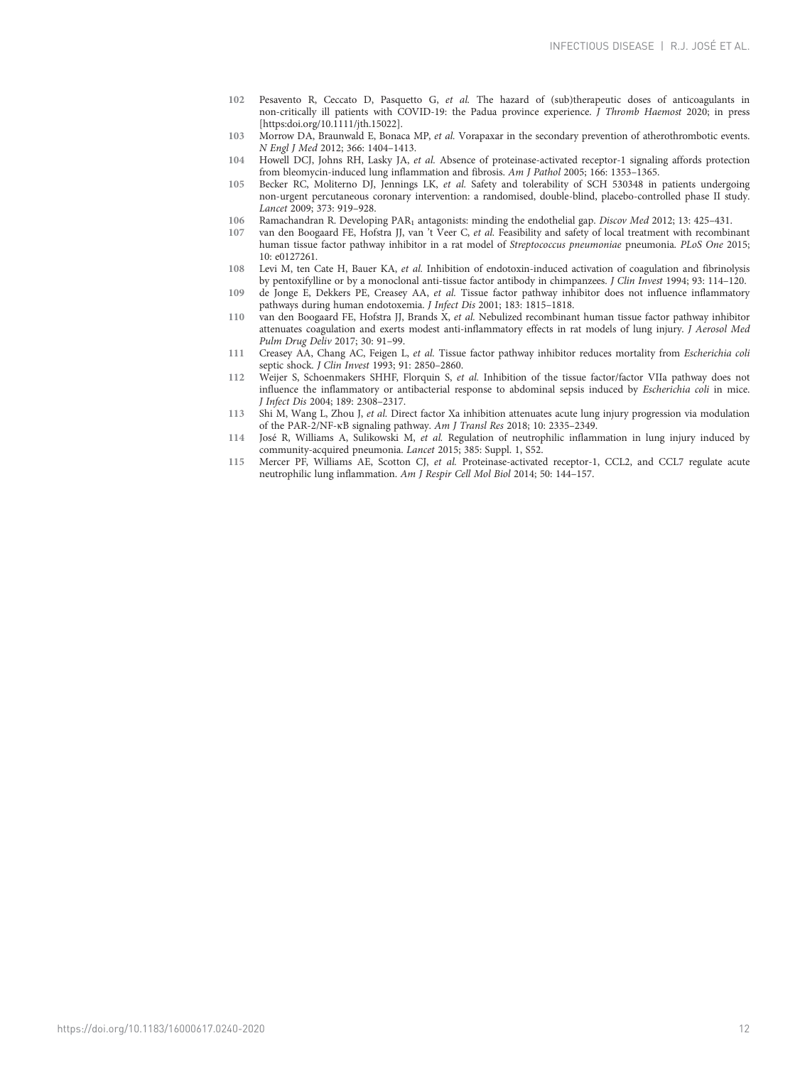102 Pesavento R, Ceccato D, Pasquetto G, *et al.* The hazard of (sub)therapeutic doses of anticoagulants in non-critically ill patients with COVID-19: the Padua province experience. *J Thromb Haemost* 2020; in press [https:doi.org/10.1111/jth.15022].

103 Morrow DA, Braunwald E, Bonaca MP, *et al.* Vorapaxar in the secondary prevention of atherothrombotic events. *N Engl J Med* 2012; 366: 1404–1413.

104 Howell DCJ, Johns RH, Lasky JA, *et al.* Absence of proteinase-activated receptor-1 signaling affords protection from bleomycin-induced lung inflammation and fibrosis. *Am J Pathol* 2005; 166: 1353–1365.

105 Becker RC, Moliterno DJ, Jennings LK, *et al.* Safety and tolerability of SCH 530348 in patients undergoing non-urgent percutaneous coronary intervention: a randomised, double-blind, placebo-controlled phase II study. *Lancet* 2009; 373: 919–928.

106 Ramachandran R. Developing $PAR_1$ antagonists: minding the endothelial gap. *Discov Med* 2012; 13: 425–431.

107 van den Boogaard FE, Hofstra JJ, van 't Veer C, *et al.* Feasibility and safety of local treatment with recombinant human tissue factor pathway inhibitor in a rat model of *Streptococcus pneumoniae* pneumonia. *PLoS One* 2015; 10: e0127261.

108 Levi M, ten Cate H, Bauer KA, *et al.* Inhibition of endotoxin-induced activation of coagulation and fibrinolysis by pentoxifylline or by a monoclonal anti-tissue factor antibody in chimpanzees. *J Clin Invest* 1994; 93: 114–120.

109 de Jonge E, Dekkers PE, Creasey AA, *et al.* Tissue factor pathway inhibitor does not influence inflammatory pathways during human endotoxemia. *J Infect Dis* 2001; 183: 1815–1818.

110 van den Boogaard FE, Hofstra JJ, Brands X, *et al.* Nebulized recombinant human tissue factor pathway inhibitor attenuates coagulation and exerts modest anti-inflammatory effects in rat models of lung injury. *J Aerosol Med Pulm Drug Deliv* 2017; 30: 91–99.

111 Creasey AA, Chang AC, Feigen L, *et al.* Tissue factor pathway inhibitor reduces mortality from *Escherichia coli* septic shock. *J Clin Invest* 1993; 91: 2850–2860.

112 Weijer S, Schoenmakers SHHF, Florquin S, *et al.* Inhibition of the tissue factor/factor VIIa pathway does not influence the inflammatory or antibacterial response to abdominal sepsis induced by *Escherichia coli* in mice. *J Infect Dis* 2004; 189: 2308–2317.

113 Shi M, Wang L, Zhou J, *et al.* Direct factor Xa inhibition attenuates acute lung injury progression via modulation of the PAR-2/NF-κB signaling pathway. *Am J Transl Res* 2018; 10: 2335–2349.

114 José R, Williams A, Sulikowski M, *et al.* Regulation of neutrophilic inflammation in lung injury induced by community-acquired pneumonia. *Lancet* 2015; 385: Suppl. 1, S52.

115 Mercer PF, Williams AE, Scotton CJ, *et al.* Proteinase-activated receptor-1, CCL2, and CCL7 regulate acute neutrophilic lung inflammation. *Am J Respir Cell Mol Biol* 2014; 50: 144–157.